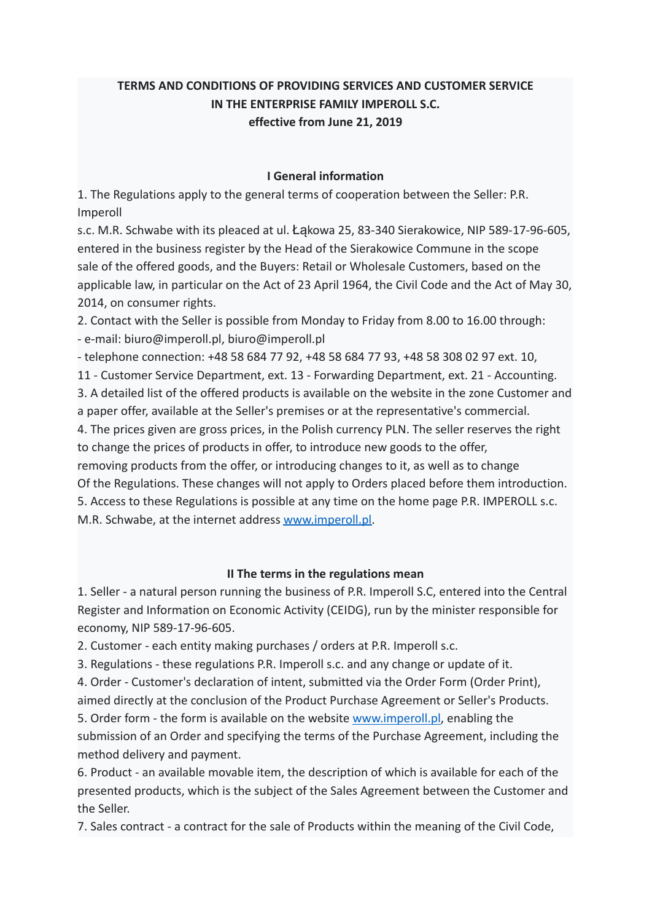**TERMS AND CONDITIONS OF PROVIDING SERVICES AND CUSTOMER SERVICE IN THE ENTERPRISE FAMILY IMPEROLL S.C.**
**effective from June 21, 2019**

## I General information

1. The Regulations apply to the general terms of cooperation between the Seller: P.R. Imperoll s.c. M.R. Schwabe with its pleaced at ul. Łąkowa 25, 83-340 Sierakowice, NIP 589-17-96-605, entered in the business register by the Head of the Sierakowice Commune in the scope sale of the offered goods, and the Buyers: Retail or Wholesale Customers, based on the applicable law, in particular on the Act of 23 April 1964, the Civil Code and the Act of May 30, 2014, on consumer rights.
2. Contact with the Seller is possible from Monday to Friday from 8.00 to 16.00 through:
   - e-mail: biuro@imperoll.pl, biuro@imperoll.pl
   - telephone connection: +48 58 684 77 92, +48 58 684 77 93, +48 58 308 02 97 ext. 10, 11 - Customer Service Department, ext. 13 - Forwarding Department, ext. 21 - Accounting.
3. A detailed list of the offered products is available on the website in the zone Customer and a paper offer, available at the Seller's premises or at the representative's commercial.
4. The prices given are gross prices, in the Polish currency PLN. The seller reserves the right to change the prices of products in offer, to introduce new goods to the offer, removing products from the offer, or introducing changes to it, as well as to change Of the Regulations. These changes will not apply to Orders placed before them introduction.
5. Access to these Regulations is possible at any time on the home page P.R. IMPEROLL s.c. M.R. Schwabe, at the internet address [www.imperoll.pl](www.imperoll.pl).

## II The terms in the regulations mean

1. Seller - a natural person running the business of P.R. Imperoll S.C, entered into the Central Register and Information on Economic Activity (CEIDG), run by the minister responsible for economy, NIP 589-17-96-605.
2. Customer - each entity making purchases / orders at P.R. Imperoll s.c.
3. Regulations - these regulations P.R. Imperoll s.c. and any change or update of it.
4. Order - Customer's declaration of intent, submitted via the Order Form (Order Print), aimed directly at the conclusion of the Product Purchase Agreement or Seller's Products.
5. Order form - the form is available on the website [www.imperoll.pl](www.imperoll.pl), enabling the submission of an Order and specifying the terms of the Purchase Agreement, including the method delivery and payment.
6. Product - an available movable item, the description of which is available for each of the presented products, which is the subject of the Sales Agreement between the Customer and the Seller.
7. Sales contract - a contract for the sale of Products within the meaning of the Civil Code,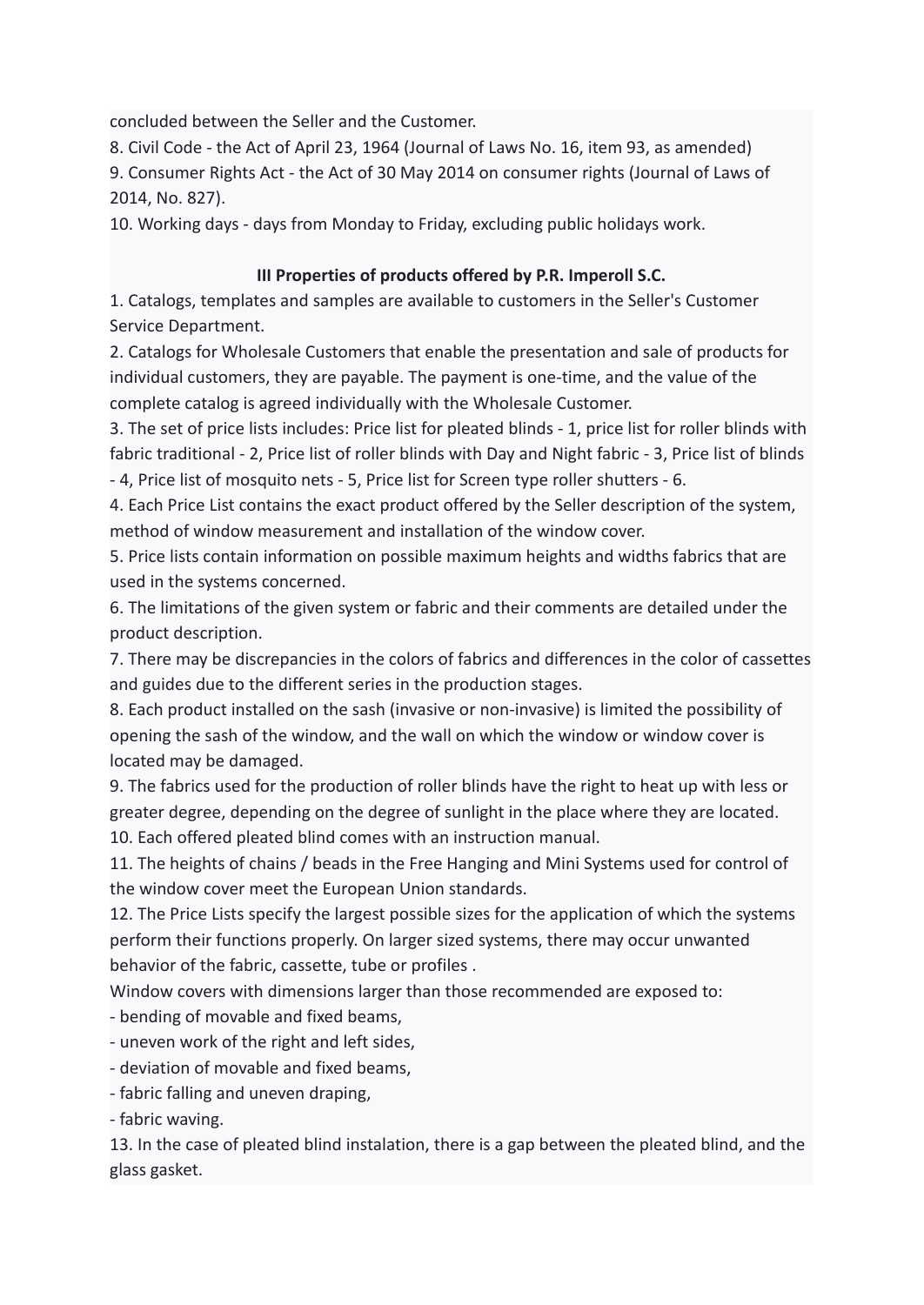concluded between the Seller and the Customer.

8. Civil Code - the Act of April 23, 1964 (Journal of Laws No. 16, item 93, as amended)

9. Consumer Rights Act - the Act of 30 May 2014 on consumer rights (Journal of Laws of 2014, No. 827).

10. Working days - days from Monday to Friday, excluding public holidays work.

**III Properties of products offered by P.R. Imperoll S.C.**

1. Catalogs, templates and samples are available to customers in the Seller's Customer Service Department.
2. Catalogs for Wholesale Customers that enable the presentation and sale of products for individual customers, they are payable. The payment is one-time, and the value of the complete catalog is agreed individually with the Wholesale Customer.
3. The set of price lists includes: Price list for pleated blinds - 1, price list for roller blinds with fabric traditional - 2, Price list of roller blinds with Day and Night fabric - 3, Price list of blinds - 4, Price list of mosquito nets - 5, Price list for Screen type roller shutters - 6.
4. Each Price List contains the exact product offered by the Seller description of the system, method of window measurement and installation of the window cover.
5. Price lists contain information on possible maximum heights and widths fabrics that are used in the systems concerned.
6. The limitations of the given system or fabric and their comments are detailed under the product description.
7. There may be discrepancies in the colors of fabrics and differences in the color of cassettes and guides due to the different series in the production stages.
8. Each product installed on the sash (invasive or non-invasive) is limited the possibility of opening the sash of the window, and the wall on which the window or window cover is located may be damaged.
9. The fabrics used for the production of roller blinds have the right to heat up with less or greater degree, depending on the degree of sunlight in the place where they are located.
10. Each offered pleated blind comes with an instruction manual.
11. The heights of chains / beads in the Free Hanging and Mini Systems used for control of the window cover meet the European Union standards.
12. The Price Lists specify the largest possible sizes for the application of which the systems perform their functions properly. On larger sized systems, there may occur unwanted behavior of the fabric, cassette, tube or profiles .

Window covers with dimensions larger than those recommended are exposed to:

- bending of movable and fixed beams,
- uneven work of the right and left sides,
- deviation of movable and fixed beams,
- fabric falling and uneven draping,
- fabric waving.

13. In the case of pleated blind instalation, there is a gap between the pleated blind, and the glass gasket.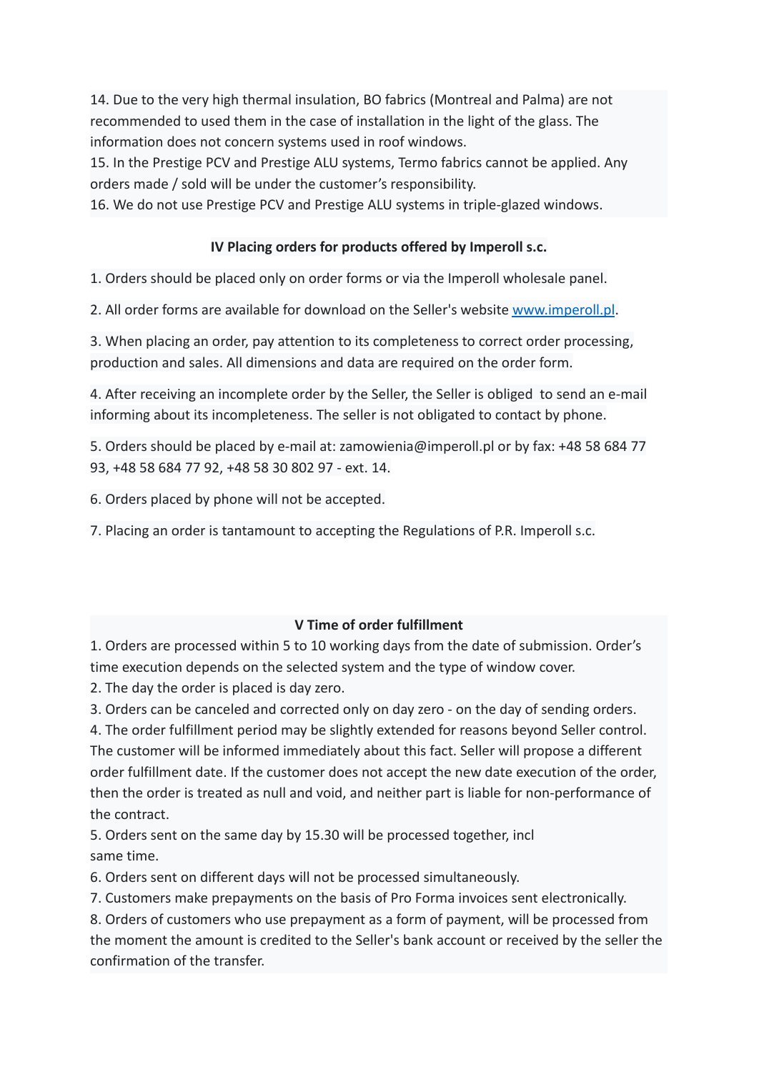14. Due to the very high thermal insulation, BO fabrics (Montreal and Palma) are not recommended to used them in the case of installation in the light of the glass. The information does not concern systems used in roof windows.
15. In the Prestige PCV and Prestige ALU systems, Termo fabrics cannot be applied. Any orders made / sold will be under the customer's responsibility.
16. We do not use Prestige PCV and Prestige ALU systems in triple-glazed windows.

## IV Placing orders for products offered by Imperoll s.c.

1. Orders should be placed only on order forms or via the Imperoll wholesale panel.

2. All order forms are available for download on the Seller's website [www.imperoll.pl](www.imperoll.pl).

3. When placing an order, pay attention to its completeness to correct order processing, production and sales. All dimensions and data are required on the order form.

4. After receiving an incomplete order by the Seller, the Seller is obliged to send an e-mail informing about its incompleteness. The seller is not obligated to contact by phone.

5. Orders should be placed by e-mail at: zamowienia@imperoll.pl or by fax: +48 58 684 77 93, +48 58 684 77 92, +48 58 30 802 97 - ext. 14.

6. Orders placed by phone will not be accepted.

7. Placing an order is tantamount to accepting the Regulations of P.R. Imperoll s.c.

## V Time of order fulfillment

1. Orders are processed within 5 to 10 working days from the date of submission. Order's time execution depends on the selected system and the type of window cover.
2. The day the order is placed is day zero.
3. Orders can be canceled and corrected only on day zero - on the day of sending orders.
4. The order fulfillment period may be slightly extended for reasons beyond Seller control. The customer will be informed immediately about this fact. Seller will propose a different order fulfillment date. If the customer does not accept the new date execution of the order, then the order is treated as null and void, and neither part is liable for non-performance of the contract.
5. Orders sent on the same day by 15.30 will be processed together, incl same time.
6. Orders sent on different days will not be processed simultaneously.
7. Customers make prepayments on the basis of Pro Forma invoices sent electronically.
8. Orders of customers who use prepayment as a form of payment, will be processed from the moment the amount is credited to the Seller's bank account or received by the seller the confirmation of the transfer.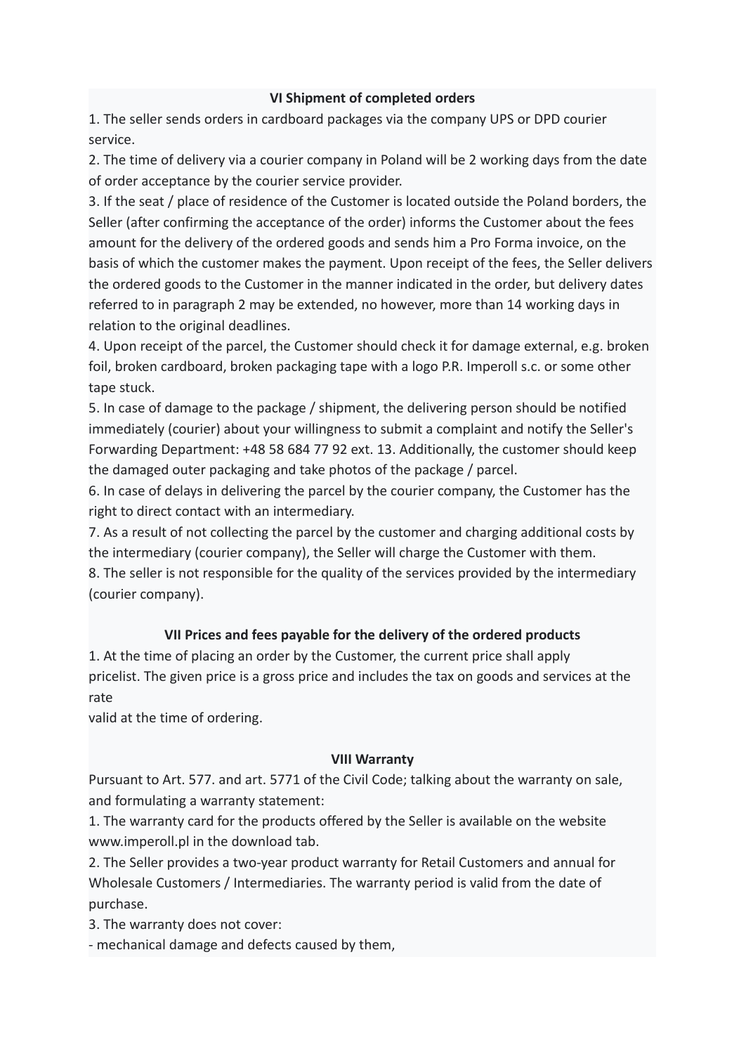### VI Shipment of completed orders

1. The seller sends orders in cardboard packages via the company UPS or DPD courier service.
2. The time of delivery via a courier company in Poland will be 2 working days from the date of order acceptance by the courier service provider.
3. If the seat / place of residence of the Customer is located outside the Poland borders, the Seller (after confirming the acceptance of the order) informs the Customer about the fees amount for the delivery of the ordered goods and sends him a Pro Forma invoice, on the basis of which the customer makes the payment. Upon receipt of the fees, the Seller delivers the ordered goods to the Customer in the manner indicated in the order, but delivery dates referred to in paragraph 2 may be extended, no however, more than 14 working days in relation to the original deadlines.
4. Upon receipt of the parcel, the Customer should check it for damage external, e.g. broken foil, broken cardboard, broken packaging tape with a logo P.R. Imperoll s.c. or some other tape stuck.
5. In case of damage to the package / shipment, the delivering person should be notified immediately (courier) about your willingness to submit a complaint and notify the Seller's Forwarding Department: +48 58 684 77 92 ext. 13. Additionally, the customer should keep the damaged outer packaging and take photos of the package / parcel.
6. In case of delays in delivering the parcel by the courier company, the Customer has the right to direct contact with an intermediary.
7. As a result of not collecting the parcel by the customer and charging additional costs by the intermediary (courier company), the Seller will charge the Customer with them.
8. The seller is not responsible for the quality of the services provided by the intermediary (courier company).

### VII Prices and fees payable for the delivery of the ordered products

1. At the time of placing an order by the Customer, the current price shall apply pricelist. The given price is a gross price and includes the tax on goods and services at the rate
valid at the time of ordering.

### VIII Warranty

Pursuant to Art. 577. and art. 5771 of the Civil Code; talking about the warranty on sale, and formulating a warranty statement:

1. The warranty card for the products offered by the Seller is available on the website www.imperoll.pl in the download tab.
2. The Seller provides a two-year product warranty for Retail Customers and annual for Wholesale Customers / Intermediaries. The warranty period is valid from the date of purchase.
3. The warranty does not cover:

- mechanical damage and defects caused by them,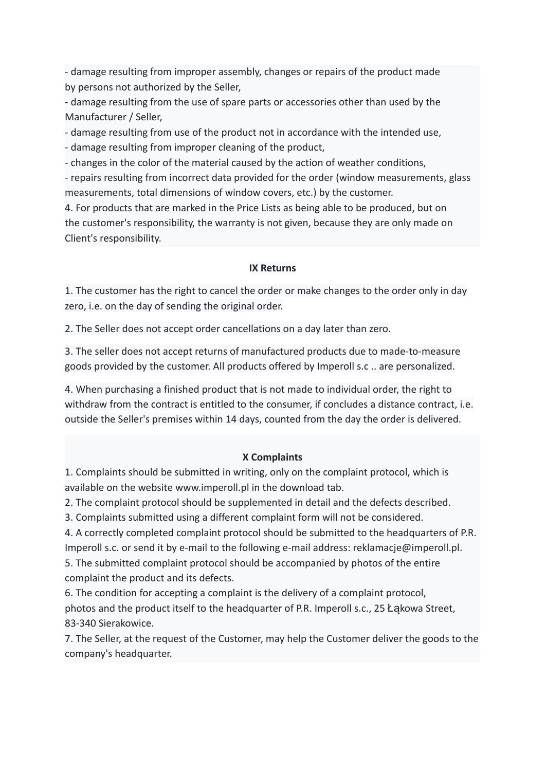- damage resulting from improper assembly, changes or repairs of the product made by persons not authorized by the Seller,
- damage resulting from the use of spare parts or accessories other than used by the Manufacturer / Seller,
- damage resulting from use of the product not in accordance with the intended use,
- damage resulting from improper cleaning of the product,
- changes in the color of the material caused by the action of weather conditions,
- repairs resulting from incorrect data provided for the order (window measurements, glass measurements, total dimensions of window covers, etc.) by the customer.

4. For products that are marked in the Price Lists as being able to be produced, but on the customer's responsibility, the warranty is not given, because they are only made on Client's responsibility.

**IX Returns**

1. The customer has the right to cancel the order or make changes to the order only in day zero, i.e. on the day of sending the original order.

2. The Seller does not accept order cancellations on a day later than zero.

3. The seller does not accept returns of manufactured products due to made-to-measure goods provided by the customer. All products offered by Imperoll s.c .. are personalized.

4. When purchasing a finished product that is not made to individual order, the right to withdraw from the contract is entitled to the consumer, if concludes a distance contract, i.e. outside the Seller's premises within 14 days, counted from the day the order is delivered.

**X Complaints**

1. Complaints should be submitted in writing, only on the complaint protocol, which is available on the website www.imperoll.pl in the download tab.
2. The complaint protocol should be supplemented in detail and the defects described.
3. Complaints submitted using a different complaint form will not be considered.
4. A correctly completed complaint protocol should be submitted to the headquarters of P.R. Imperoll s.c. or send it by e-mail to the following e-mail address: reklamacje@imperoll.pl.
5. The submitted complaint protocol should be accompanied by photos of the entire complaint the product and its defects.
6. The condition for accepting a complaint is the delivery of a complaint protocol, photos and the product itself to the headquarter of P.R. Imperoll s.c., 25 Łąkowa Street, 83-340 Sierakowice.
7. The Seller, at the request of the Customer, may help the Customer deliver the goods to the company's headquarter.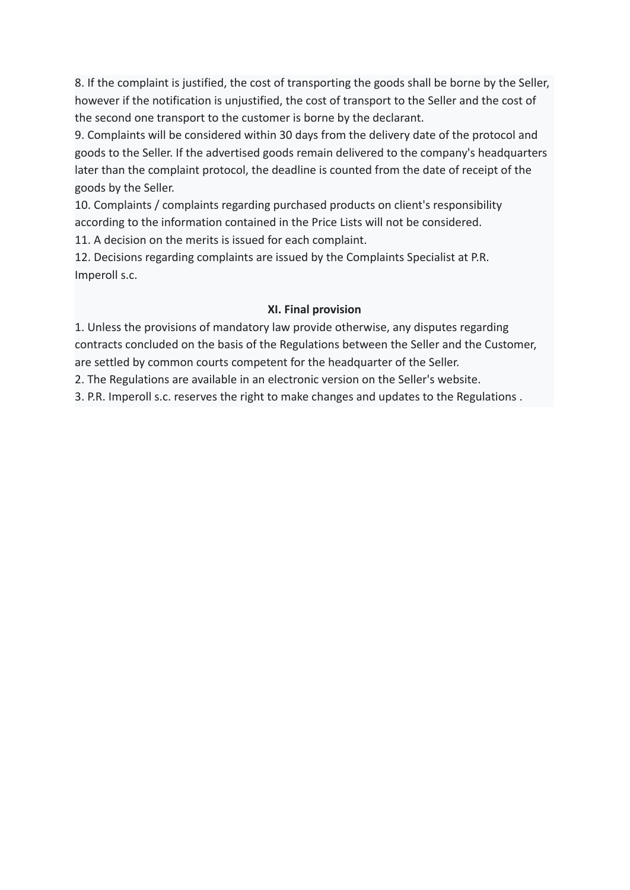8. If the complaint is justified, the cost of transporting the goods shall be borne by the Seller, however if the notification is unjustified, the cost of transport to the Seller and the cost of the second one transport to the customer is borne by the declarant.
9. Complaints will be considered within 30 days from the delivery date of the protocol and goods to the Seller. If the advertised goods remain delivered to the company's headquarters later than the complaint protocol, the deadline is counted from the date of receipt of the goods by the Seller.
10. Complaints / complaints regarding purchased products on client's responsibility according to the information contained in the Price Lists will not be considered.
11. A decision on the merits is issued for each complaint.
12. Decisions regarding complaints are issued by the Complaints Specialist at P.R. Imperoll s.c.

### XI. Final provision

1. Unless the provisions of mandatory law provide otherwise, any disputes regarding contracts concluded on the basis of the Regulations between the Seller and the Customer, are settled by common courts competent for the headquarter of the Seller.
2. The Regulations are available in an electronic version on the Seller's website.
3. P.R. Imperoll s.c. reserves the right to make changes and updates to the Regulations .